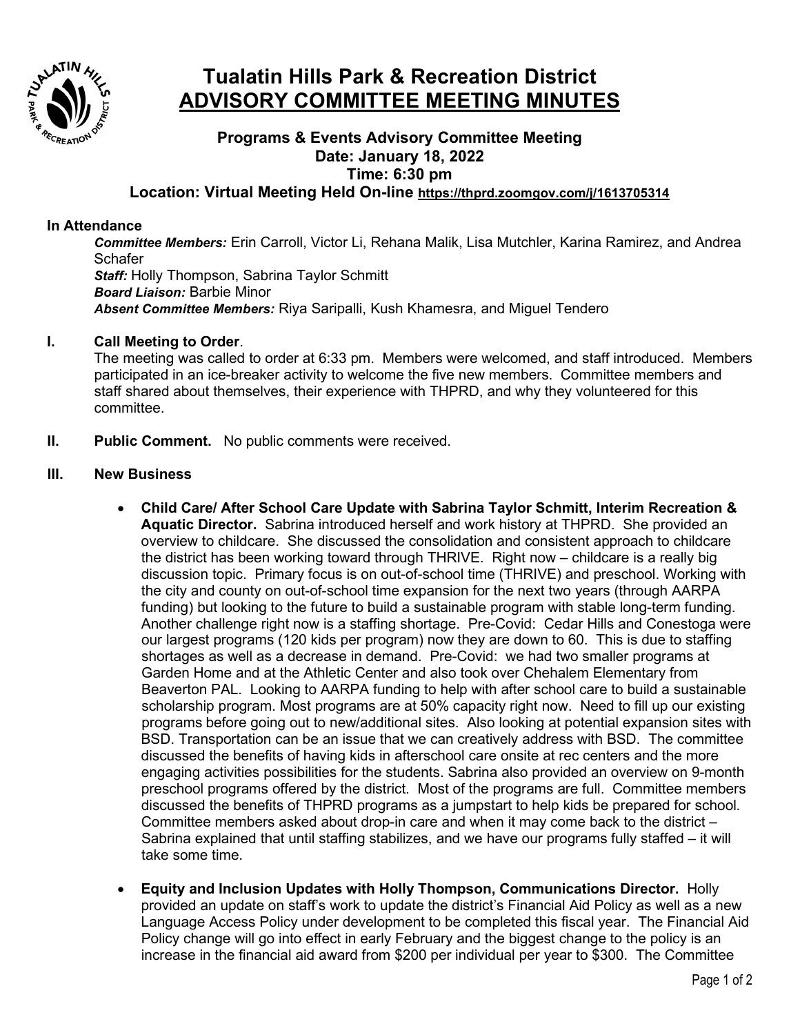# Tualatin Hills Park & Recreation District
# ADVISORY COMMITTEE MEETING MINUTES

### Programs & Events Advisory Committee Meeting
### Date: January 18, 2022
### Time: 6:30 pm
### Location: Virtual Meeting Held On-line https://thprd.zoomgov.com/j/1613705314

**In Attendance**

***Committee Members:*** Erin Carroll, Victor Li, Rehana Malik, Lisa Mutchler, Karina Ramirez, and Andrea Schafer
***Staff:*** Holly Thompson, Sabrina Taylor Schmitt
***Board Liaison:*** Barbie Minor
***Absent Committee Members:*** Riya Saripalli, Kush Khamesra, and Miguel Tendero

**I. Call Meeting to Order**.
The meeting was called to order at 6:33 pm. Members were welcomed, and staff introduced. Members participated in an ice-breaker activity to welcome the five new members. Committee members and staff shared about themselves, their experience with THPRD, and why they volunteered for this committee.

**II. Public Comment.** No public comments were received.

**III. New Business**

- **Child Care/ After School Care Update with Sabrina Taylor Schmitt, Interim Recreation & Aquatic Director.** Sabrina introduced herself and work history at THPRD. She provided an overview to childcare. She discussed the consolidation and consistent approach to childcare the district has been working toward through THRIVE. Right now – childcare is a really big discussion topic. Primary focus is on out-of-school time (THRIVE) and preschool. Working with the city and county on out-of-school time expansion for the next two years (through AARPA funding) but looking to the future to build a sustainable program with stable long-term funding. Another challenge right now is a staffing shortage. Pre-Covid: Cedar Hills and Conestoga were our largest programs (120 kids per program) now they are down to 60. This is due to staffing shortages as well as a decrease in demand. Pre-Covid: we had two smaller programs at Garden Home and at the Athletic Center and also took over Chehalem Elementary from Beaverton PAL. Looking to AARPA funding to help with after school care to build a sustainable scholarship program. Most programs are at 50% capacity right now. Need to fill up our existing programs before going out to new/additional sites. Also looking at potential expansion sites with BSD. Transportation can be an issue that we can creatively address with BSD. The committee discussed the benefits of having kids in afterschool care onsite at rec centers and the more engaging activities possibilities for the students. Sabrina also provided an overview on 9-month preschool programs offered by the district. Most of the programs are full. Committee members discussed the benefits of THPRD programs as a jumpstart to help kids be prepared for school. Committee members asked about drop-in care and when it may come back to the district – Sabrina explained that until staffing stabilizes, and we have our programs fully staffed – it will take some time.

- **Equity and Inclusion Updates with Holly Thompson, Communications Director.** Holly provided an update on staff's work to update the district's Financial Aid Policy as well as a new Language Access Policy under development to be completed this fiscal year. The Financial Aid Policy change will go into effect in early February and the biggest change to the policy is an increase in the financial aid award from $200 per individual per year to $300. The Committee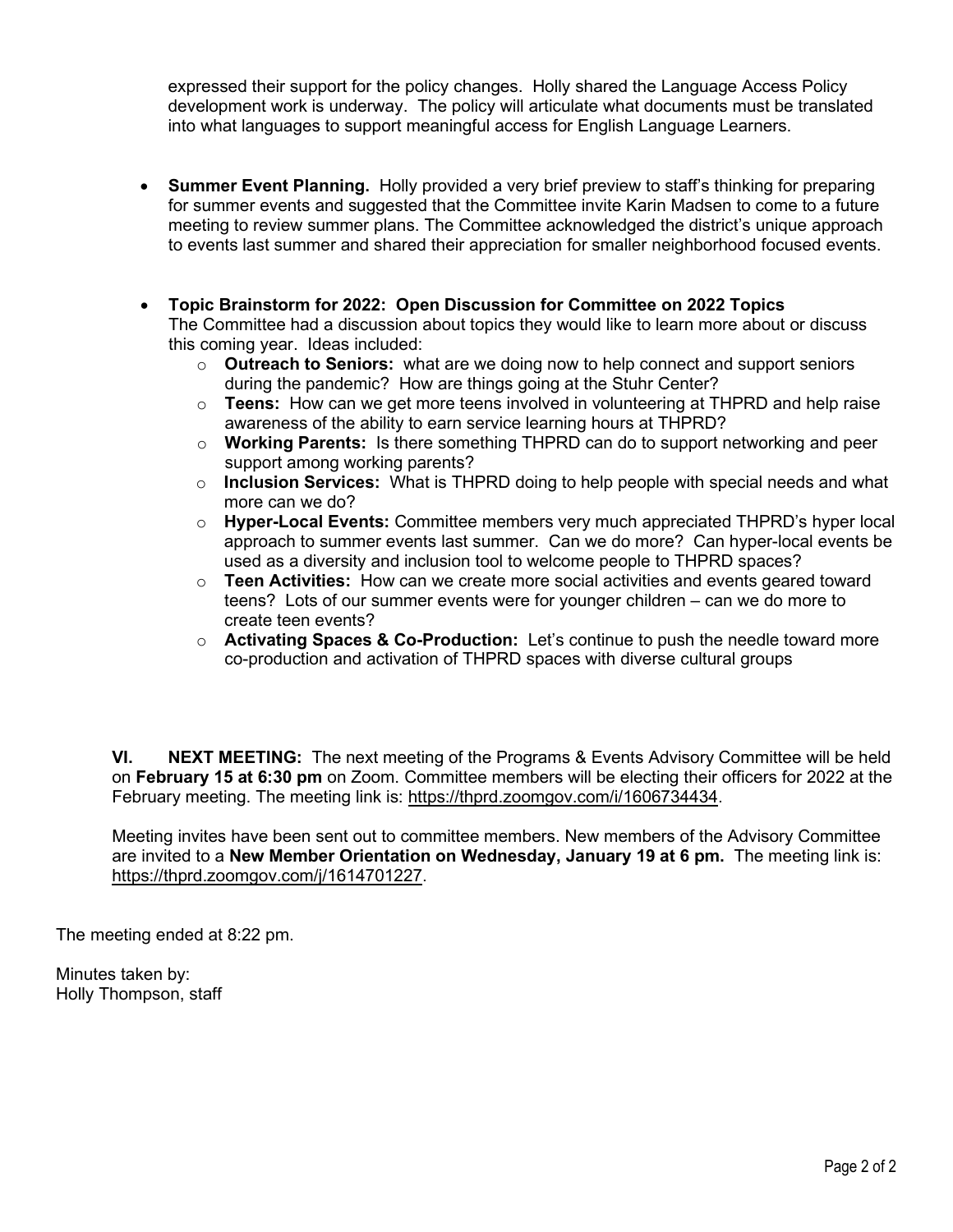expressed their support for the policy changes. Holly shared the Language Access Policy development work is underway. The policy will articulate what documents must be translated into what languages to support meaningful access for English Language Learners.

- **Summer Event Planning.** Holly provided a very brief preview to staff's thinking for preparing for summer events and suggested that the Committee invite Karin Madsen to come to a future meeting to review summer plans. The Committee acknowledged the district's unique approach to events last summer and shared their appreciation for smaller neighborhood focused events.

- **Topic Brainstorm for 2022: Open Discussion for Committee on 2022 Topics**
  The Committee had a discussion about topics they would like to learn more about or discuss this coming year. Ideas included:
  - **Outreach to Seniors:** what are we doing now to help connect and support seniors during the pandemic? How are things going at the Stuhr Center?
  - **Teens:** How can we get more teens involved in volunteering at THPRD and help raise awareness of the ability to earn service learning hours at THPRD?
  - **Working Parents:** Is there something THPRD can do to support networking and peer support among working parents?
  - **Inclusion Services:** What is THPRD doing to help people with special needs and what more can we do?
  - **Hyper-Local Events:** Committee members very much appreciated THPRD's hyper local approach to summer events last summer. Can we do more? Can hyper-local events be used as a diversity and inclusion tool to welcome people to THPRD spaces?
  - **Teen Activities:** How can we create more social activities and events geared toward teens? Lots of our summer events were for younger children – can we do more to create teen events?
  - **Activating Spaces & Co-Production:** Let's continue to push the needle toward more co-production and activation of THPRD spaces with diverse cultural groups

**VI. NEXT MEETING:** The next meeting of the Programs & Events Advisory Committee will be held on **February 15 at 6:30 pm** on Zoom. Committee members will be electing their officers for 2022 at the February meeting. The meeting link is: https://thprd.zoomgov.com/i/1606734434.

Meeting invites have been sent out to committee members. New members of the Advisory Committee are invited to a **New Member Orientation on Wednesday, January 19 at 6 pm.** The meeting link is: https://thprd.zoomgov.com/j/1614701227.

The meeting ended at 8:22 pm.

Minutes taken by:
Holly Thompson, staff